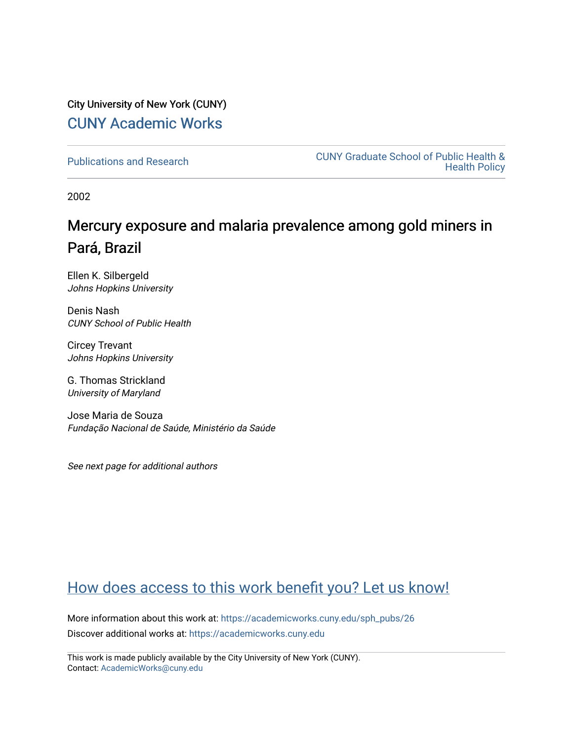City University of New York (CUNY)

# CUNY Academic Works

Publications and Research

CUNY Graduate School of Public Health & Health Policy

2002

## Mercury exposure and malaria prevalence among gold miners in Pará, Brazil

Ellen K. Silbergeld
*Johns Hopkins University*

Denis Nash
*CUNY School of Public Health*

Circey Trevant
*Johns Hopkins University*

G. Thomas Strickland
*University of Maryland*

Jose Maria de Souza
*Fundação Nacional de Saúde, Ministério da Saúde*

*See next page for additional authors*

How does access to this work benefit you? Let us know!

More information about this work at: https://academicworks.cuny.edu/sph_pubs/26

Discover additional works at: https://academicworks.cuny.edu

This work is made publicly available by the City University of New York (CUNY).
Contact: AcademicWorks@cuny.edu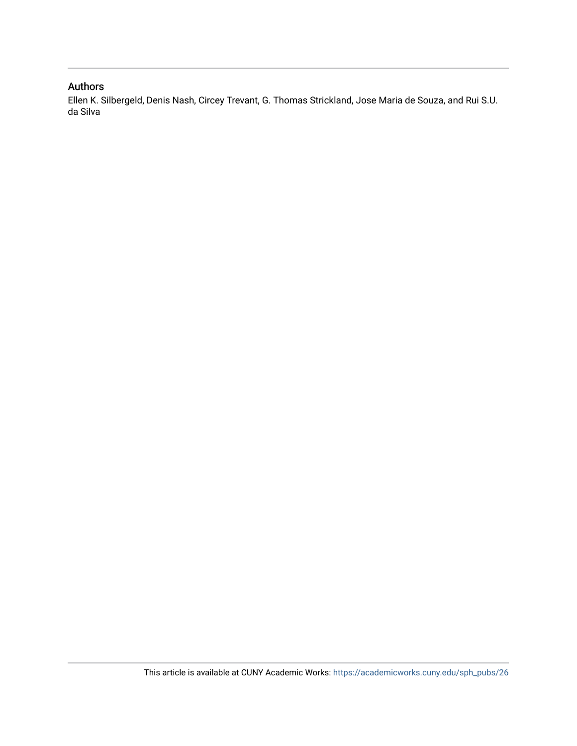## Authors

Ellen K. Silbergeld, Denis Nash, Circey Trevant, G. Thomas Strickland, Jose Maria de Souza, and Rui S.U. da Silva

This article is available at CUNY Academic Works: https://academicworks.cuny.edu/sph_pubs/26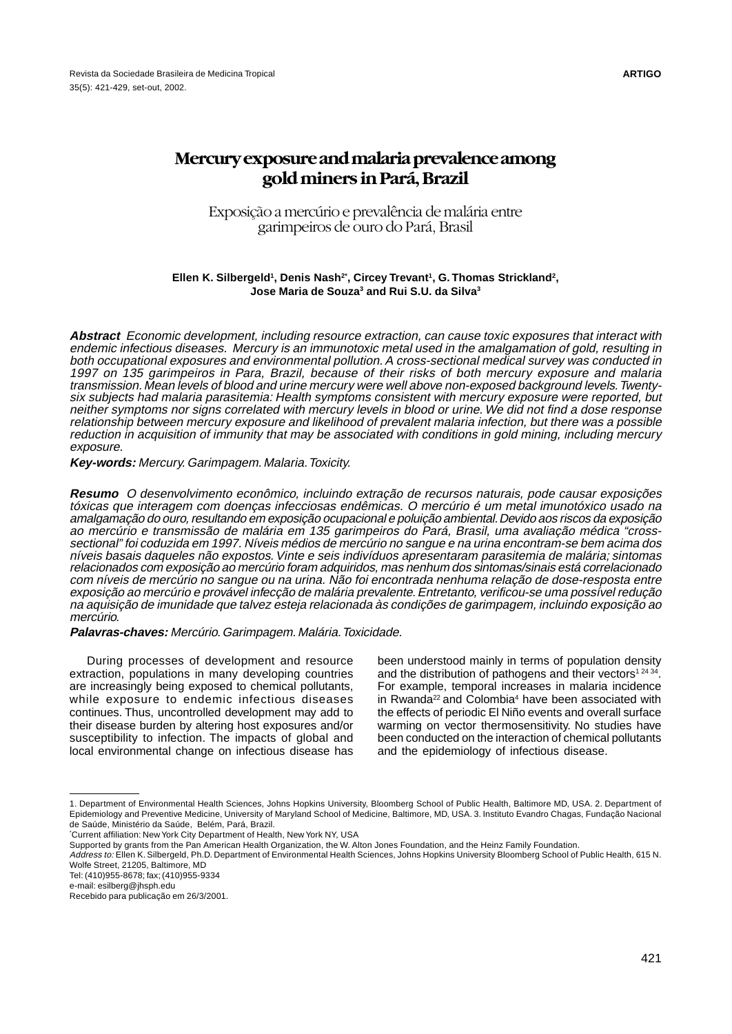# Mercury exposure and malaria prevalence among gold miners in Pará, Brazil

## Exposição a mercúrio e prevalência de malária entre garimpeiros de ouro do Pará, Brasil

**Ellen K. Silbergeld[1], Denis Nash[2*], Circey Trevant[1], G. Thomas Strickland[2], Jose Maria de Souza[3] and Rui S.U. da Silva[3]**

***Abstract*** *Economic development, including resource extraction, can cause toxic exposures that interact with endemic infectious diseases. Mercury is an immunotoxic metal used in the amalgamation of gold, resulting in both occupational exposures and environmental pollution. A cross-sectional medical survey was conducted in 1997 on 135 garimpeiros in Para, Brazil, because of their risks of both mercury exposure and malaria transmission. Mean levels of blood and urine mercury were well above non-exposed background levels. Twenty-six subjects had malaria parasitemia: Health symptoms consistent with mercury exposure were reported, but neither symptoms nor signs correlated with mercury levels in blood or urine. We did not find a dose response relationship between mercury exposure and likelihood of prevalent malaria infection, but there was a possible reduction in acquisition of immunity that may be associated with conditions in gold mining, including mercury exposure.*

***Key-words:*** *Mercury. Garimpagem. Malaria. Toxicity.*

***Resumo*** *O desenvolvimento econômico, incluindo extração de recursos naturais, pode causar exposições tóxicas que interagem com doenças infecciosas endêmicas. O mercúrio é um metal imunotóxico usado na amalgamação do ouro, resultando em exposição ocupacional e poluição ambiental. Devido aos riscos da exposição ao mercúrio e transmissão de malária em 135 garimpeiros do Pará, Brasil, uma avaliação médica "cross-sectional" foi coduzida em 1997. Níveis médios de mercúrio no sangue e na urina encontram-se bem acima dos níveis basais daqueles não expostos. Vinte e seis indivíduos apresentaram parasitemia de malária; sintomas relacionados com exposição ao mercúrio foram adquiridos, mas nenhum dos sintomas/sinais está correlacionado com níveis de mercúrio no sangue ou na urina. Não foi encontrada nenhuma relação de dose-resposta entre exposição ao mercúrio e provável infecção de malária prevalente. Entretanto, verificou-se uma possível redução na aquisição de imunidade que talvez esteja relacionada às condições de garimpagem, incluindo exposição ao mercúrio.*

***Palavras-chaves:*** *Mercúrio. Garimpagem. Malária. Toxicidade.*

During processes of development and resource extraction, populations in many developing countries are increasingly being exposed to chemical pollutants, while exposure to endemic infectious diseases continues. Thus, uncontrolled development may add to their disease burden by altering host exposures and/or susceptibility to infection. The impacts of global and local environmental change on infectious disease has been understood mainly in terms of population density and the distribution of pathogens and their vectors[1 24 34]. For example, temporal increases in malaria incidence in Rwanda[22] and Colombia[4] have been associated with the effects of periodic El Niño events and overall surface warming on vector thermosensitivity. No studies have been conducted on the interaction of chemical pollutants and the epidemiology of infectious disease.

---

1. Department of Environmental Health Sciences, Johns Hopkins University, Bloomberg School of Public Health, Baltimore MD, USA. 2. Department of Epidemiology and Preventive Medicine, University of Maryland School of Medicine, Baltimore, MD, USA. 3. Instituto Evandro Chagas, Fundação Nacional de Saúde, Ministério da Saúde, Belém, Pará, Brazil.

*Current affiliation: New York City Department of Health, New York NY, USA

Supported by grants from the Pan American Health Organization, the W. Alton Jones Foundation, and the Heinz Family Foundation.

*Address to:* Ellen K. Silbergeld, Ph.D. Department of Environmental Health Sciences, Johns Hopkins University Bloomberg School of Public Health, 615 N. Wolfe Street, 21205, Baltimore, MD

Tel: (410)955-8678; fax; (410)955-9334

e-mail: esilberg@jhsph.edu

Recebido para publicação em 26/3/2001.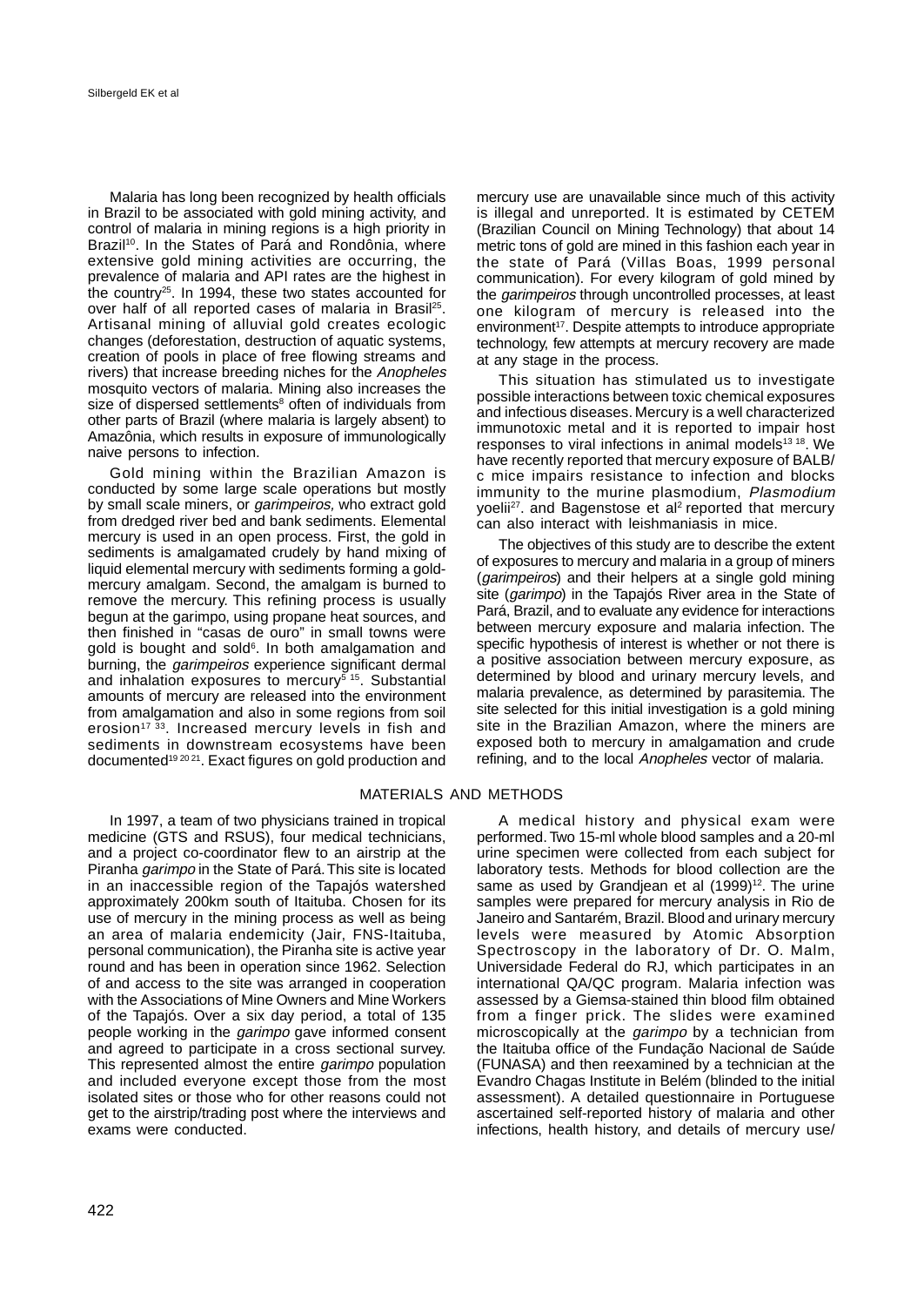Malaria has long been recognized by health officials in Brazil to be associated with gold mining activity, and control of malaria in mining regions is a high priority in Brazil[10]. In the States of Pará and Rondônia, where extensive gold mining activities are occurring, the prevalence of malaria and API rates are the highest in the country[25]. In 1994, these two states accounted for over half of all reported cases of malaria in Brasil[25]. Artisanal mining of alluvial gold creates ecologic changes (deforestation, destruction of aquatic systems, creation of pools in place of free flowing streams and rivers) that increase breeding niches for the *Anopheles* mosquito vectors of malaria. Mining also increases the size of dispersed settlements[8] often of individuals from other parts of Brazil (where malaria is largely absent) to Amazônia, which results in exposure of immunologically naive persons to infection.

Gold mining within the Brazilian Amazon is conducted by some large scale operations but mostly by small scale miners, or *garimpeiros,* who extract gold from dredged river bed and bank sediments. Elemental mercury is used in an open process. First, the gold in sediments is amalgamated crudely by hand mixing of liquid elemental mercury with sediments forming a gold-mercury amalgam. Second, the amalgam is burned to remove the mercury. This refining process is usually begun at the garimpo, using propane heat sources, and then finished in "casas de ouro" in small towns were gold is bought and sold[6]. In both amalgamation and burning, the *garimpeiros* experience significant dermal and inhalation exposures to mercury[5 15]. Substantial amounts of mercury are released into the environment from amalgamation and also in some regions from soil erosion[17 33]. Increased mercury levels in fish and sediments in downstream ecosystems have been documented[19 20 21]. Exact figures on gold production and mercury use are unavailable since much of this activity is illegal and unreported. It is estimated by CETEM (Brazilian Council on Mining Technology) that about 14 metric tons of gold are mined in this fashion each year in the state of Pará (Villas Boas, 1999 personal communication). For every kilogram of gold mined by the *garimpeiros* through uncontrolled processes, at least one kilogram of mercury is released into the environment[17]. Despite attempts to introduce appropriate technology, few attempts at mercury recovery are made at any stage in the process.

This situation has stimulated us to investigate possible interactions between toxic chemical exposures and infectious diseases. Mercury is a well characterized immunotoxic metal and it is reported to impair host responses to viral infections in animal models[13 18]. We have recently reported that mercury exposure of BALB/c mice impairs resistance to infection and blocks immunity to the murine plasmodium, *Plasmodium* yoelii[27]. and Bagenstose et al[2] reported that mercury can also interact with leishmaniasis in mice.

The objectives of this study are to describe the extent of exposures to mercury and malaria in a group of miners (*garimpeiros*) and their helpers at a single gold mining site (*garimpo*) in the Tapajós River area in the State of Pará, Brazil, and to evaluate any evidence for interactions between mercury exposure and malaria infection. The specific hypothesis of interest is whether or not there is a positive association between mercury exposure, as determined by blood and urinary mercury levels, and malaria prevalence, as determined by parasitemia. The site selected for this initial investigation is a gold mining site in the Brazilian Amazon, where the miners are exposed both to mercury in amalgamation and crude refining, and to the local *Anopheles* vector of malaria.

## MATERIALS AND METHODS

In 1997, a team of two physicians trained in tropical medicine (GTS and RSUS), four medical technicians, and a project co-coordinator flew to an airstrip at the Piranha *garimpo* in the State of Pará. This site is located in an inaccessible region of the Tapajós watershed approximately 200km south of Itaituba. Chosen for its use of mercury in the mining process as well as being an area of malaria endemicity (Jair, FNS-Itaituba, personal communication), the Piranha site is active year round and has been in operation since 1962. Selection of and access to the site was arranged in cooperation with the Associations of Mine Owners and Mine Workers of the Tapajós. Over a six day period, a total of 135 people working in the *garimpo* gave informed consent and agreed to participate in a cross sectional survey. This represented almost the entire *garimpo* population and included everyone except those from the most isolated sites or those who for other reasons could not get to the airstrip/trading post where the interviews and exams were conducted.

A medical history and physical exam were performed. Two 15-ml whole blood samples and a 20-ml urine specimen were collected from each subject for laboratory tests. Methods for blood collection are the same as used by Grandjean et al (1999)[12]. The urine samples were prepared for mercury analysis in Rio de Janeiro and Santarém, Brazil. Blood and urinary mercury levels were measured by Atomic Absorption Spectroscopy in the laboratory of Dr. O. Malm, Universidade Federal do RJ, which participates in an international QA/QC program. Malaria infection was assessed by a Giemsa-stained thin blood film obtained from a finger prick. The slides were examined microscopically at the *garimpo* by a technician from the Itaituba office of the Fundação Nacional de Saúde (FUNASA) and then reexamined by a technician at the Evandro Chagas Institute in Belém (blinded to the initial assessment). A detailed questionnaire in Portuguese ascertained self-reported history of malaria and other infections, health history, and details of mercury use/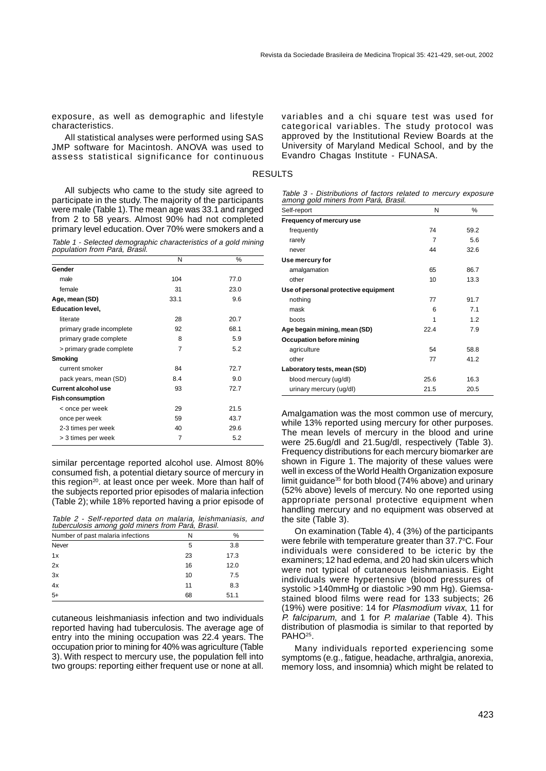exposure, as well as demographic and lifestyle characteristics.

All statistical analyses were performed using SAS JMP software for Macintosh. ANOVA was used to assess statistical significance for continuous variables and a chi square test was used for categorical variables. The study protocol was approved by the Institutional Review Boards at the University of Maryland Medical School, and by the Evandro Chagas Institute - FUNASA.

## RESULTS

All subjects who came to the study site agreed to participate in the study. The majority of the participants were male (Table 1). The mean age was 33.1 and ranged from 2 to 58 years. Almost 90% had not completed primary level education. Over 70% were smokers and a similar percentage reported alcohol use. Almost 80% consumed fish, a potential dietary source of mercury in this region[20]. at least once per week. More than half of the subjects reported prior episodes of malaria infection (Table 2); while 18% reported having a prior episode of cutaneous leishmaniasis infection and two individuals reported having had tuberculosis. The average age of entry into the mining occupation was 22.4 years. The occupation prior to mining for 40% was agriculture (Table 3). With respect to mercury use, the population fell into two groups: reporting either frequent use or none at all.

*Table 1 - Selected demographic characteristics of a gold mining population from Pará, Brasil.*

| | N | % |
|---|---|---|
| **Gender** | | |
| male | 104 | 77.0 |
| female | 31 | 23.0 |
| **Age, mean (SD)** | 33.1 | 9.6 |
| **Education level,** | | |
| literate | 28 | 20.7 |
| primary grade incomplete | 92 | 68.1 |
| primary grade complete | 8 | 5.9 |
| > primary grade complete | 7 | 5.2 |
| **Smoking** | | |
| current smoker | 84 | 72.7 |
| pack years, mean (SD) | 8.4 | 9.0 |
| **Current alcohol use** | 93 | 72.7 |
| **Fish consumption** | | |
| < once per week | 29 | 21.5 |
| once per week | 59 | 43.7 |
| 2-3 times per week | 40 | 29.6 |
| > 3 times per week | 7 | 5.2 |

*Table 2 - Self-reported data on malaria, leishmaniasis, and tuberculosis among gold miners from Pará, Brasil.*

| Number of past malaria infections | N | % |
|---|---|---|
| Never | 5 | 3.8 |
| 1x | 23 | 17.3 |
| 2x | 16 | 12.0 |
| 3x | 10 | 7.5 |
| 4x | 11 | 8.3 |
| 5+ | 68 | 51.1 |

*Table 3 - Distributions of factors related to mercury exposure among gold miners from Pará, Brasil.*

| Self-report | N | % |
|---|---|---|
| **Frequency of mercury use** | | |
| frequently | 74 | 59.2 |
| rarely | 7 | 5.6 |
| never | 44 | 32.6 |
| **Use mercury for** | | |
| amalgamation | 65 | 86.7 |
| other | 10 | 13.3 |
| **Use of personal protective equipment** | | |
| nothing | 77 | 91.7 |
| mask | 6 | 7.1 |
| boots | 1 | 1.2 |
| **Age begain mining, mean (SD)** | 22.4 | 7.9 |
| **Occupation before mining** | | |
| agriculture | 54 | 58.8 |
| other | 77 | 41.2 |
| **Laboratory tests, mean (SD)** | | |
| blood mercury (ug/dl) | 25.6 | 16.3 |
| urinary mercury (ug/dl) | 21.5 | 20.5 |

Amalgamation was the most common use of mercury, while 13% reported using mercury for other purposes. The mean levels of mercury in the blood and urine were 25.6ug/dl and 21.5ug/dl, respectively (Table 3). Frequency distributions for each mercury biomarker are shown in Figure 1. The majority of these values were well in excess of the World Health Organization exposure limit guidance[35] for both blood (74% above) and urinary (52% above) levels of mercury. No one reported using appropriate personal protective equipment when handling mercury and no equipment was observed at the site (Table 3).

On examination (Table 4), 4 (3%) of the participants were febrile with temperature greater than 37.7°C. Four individuals were considered to be icteric by the examiners; 12 had edema, and 20 had skin ulcers which were not typical of cutaneous leishmaniasis. Eight individuals were hypertensive (blood pressures of systolic >140mmHg or diastolic >90 mm Hg). Giemsa-stained blood films were read for 133 subjects; 26 (19%) were positive: 14 for *Plasmodium vivax*, 11 for *P. falciparum*, and 1 for *P. malariae* (Table 4). This distribution of plasmodia is similar to that reported by PAHO[25].

Many individuals reported experiencing some symptoms (e.g., fatigue, headache, arthralgia, anorexia, memory loss, and insomnia) which might be related to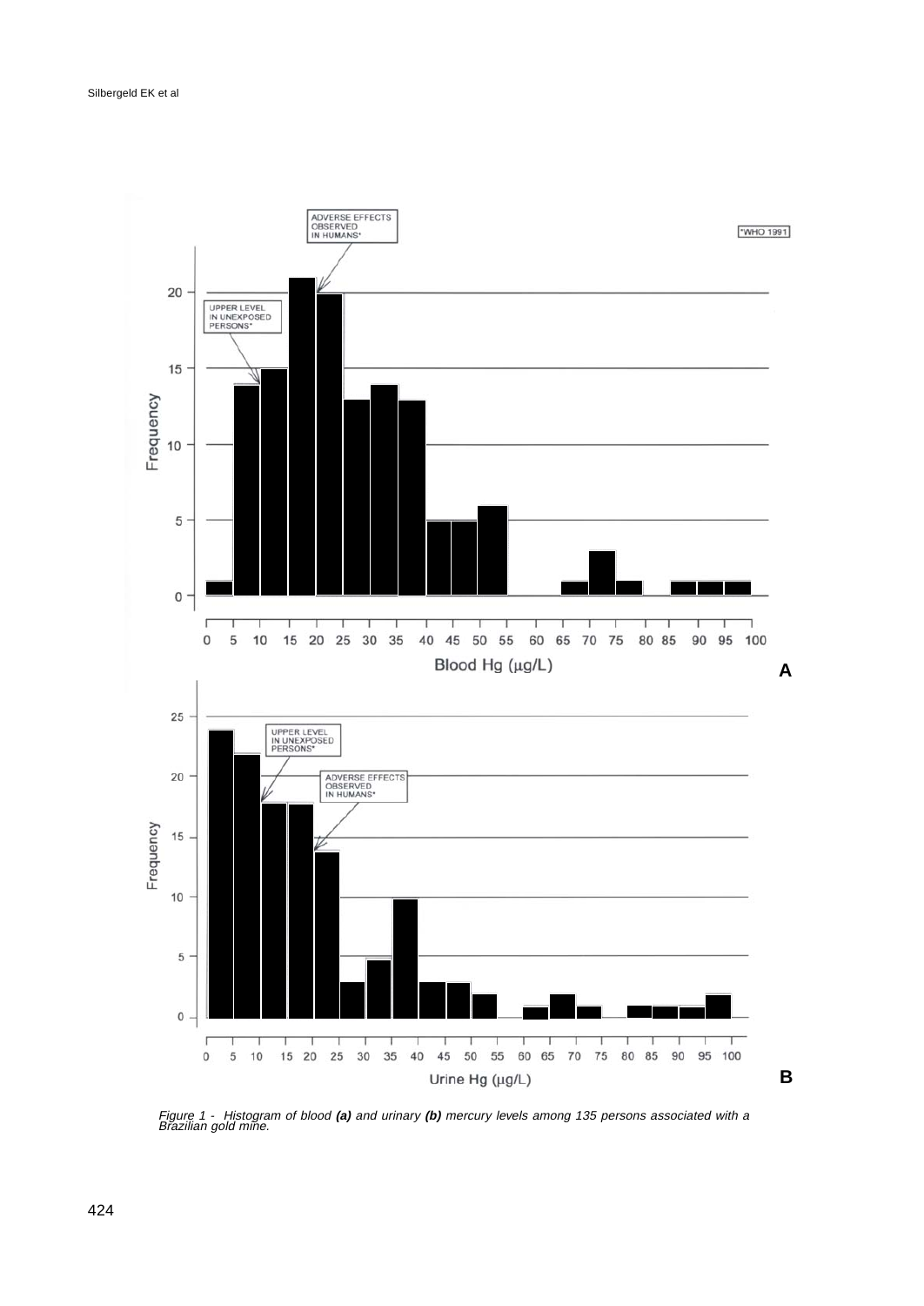Figure 1 - Histogram of blood **(a)** and urinary **(b)** mercury levels among 135 persons associated with a Brazilian gold mine.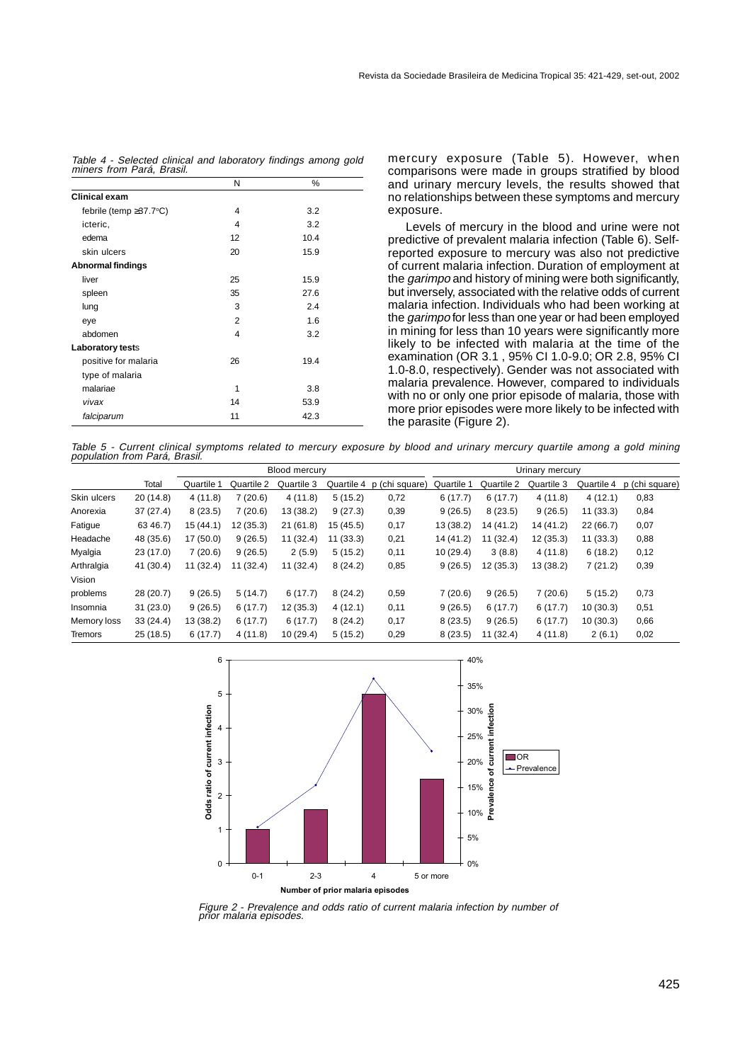Table 4 - Selected clinical and laboratory findings among gold miners from Pará, Brasil.

| | N | % |
|---|---|---|
| **Clinical exam** | | |
| febrile (temp ≥37.7°C) | 4 | 3.2 |
| icteric, | 4 | 3.2 |
| edema | 12 | 10.4 |
| skin ulcers | 20 | 15.9 |
| **Abnormal findings** | | |
| liver | 25 | 15.9 |
| spleen | 35 | 27.6 |
| lung | 3 | 2.4 |
| eye | 2 | 1.6 |
| abdomen | 4 | 3.2 |
| **Laboratory tests** | | |
| positive for malaria | 26 | 19.4 |
| type of malaria | | |
| malariae | 1 | 3.8 |
| *vivax* | 14 | 53.9 |
| *falciparum* | 11 | 42.3 |

mercury exposure (Table 5). However, when comparisons were made in groups stratified by blood and urinary mercury levels, the results showed that no relationships between these symptoms and mercury exposure.

Levels of mercury in the blood and urine were not predictive of prevalent malaria infection (Table 6). Self-reported exposure to mercury was also not predictive of current malaria infection. Duration of employment at the *garimpo* and history of mining were both significantly, but inversely, associated with the relative odds of current malaria infection. Individuals who had been working at the *garimpo* for less than one year or had been employed in mining for less than 10 years were significantly more likely to be infected with malaria at the time of the examination (OR 3.1 , 95% CI 1.0-9.0; OR 2.8, 95% CI 1.0-8.0, respectively). Gender was not associated with malaria prevalence. However, compared to individuals with no or only one prior episode of malaria, those with more prior episodes were more likely to be infected with the parasite (Figure 2).

Table 5 - Current clinical symptoms related to mercury exposure by blood and urinary mercury quartile among a gold mining population from Pará, Brasil.

| | | Blood mercury | | | | | Urinary mercury | | | | |
|---|---|---|---|---|---|---|---|---|---|---|---|
| | Total | Quartile 1 | Quartile 2 | Quartile 3 | Quartile 4 | p (chi square) | Quartile 1 | Quartile 2 | Quartile 3 | Quartile 4 | p (chi square) |
| Skin ulcers | 20 (14.8) | 4 (11.8) | 7 (20.6) | 4 (11.8) | 5 (15.2) | 0,72 | 6 (17.7) | 6 (17.7) | 4 (11.8) | 4 (12.1) | 0,83 |
| Anorexia | 37 (27.4) | 8 (23.5) | 7 (20.6) | 13 (38.2) | 9 (27.3) | 0,39 | 9 (26.5) | 8 (23.5) | 9 (26.5) | 11 (33.3) | 0,84 |
| Fatigue | 63 46.7) | 15 (44.1) | 12 (35.3) | 21 (61.8) | 15 (45.5) | 0,17 | 13 (38.2) | 14 (41.2) | 14 (41.2) | 22 (66.7) | 0,07 |
| Headache | 48 (35.6) | 17 (50.0) | 9 (26.5) | 11 (32.4) | 11 (33.3) | 0,21 | 14 (41.2) | 11 (32.4) | 12 (35.3) | 11 (33.3) | 0,88 |
| Myalgia | 23 (17.0) | 7 (20.6) | 9 (26.5) | 2 (5.9) | 5 (15.2) | 0,11 | 10 (29.4) | 3 (8.8) | 4 (11.8) | 6 (18.2) | 0,12 |
| Arthralgia | 41 (30.4) | 11 (32.4) | 11 (32.4) | 11 (32.4) | 8 (24.2) | 0,85 | 9 (26.5) | 12 (35.3) | 13 (38.2) | 7 (21.2) | 0,39 |
| Vision problems | 28 (20.7) | 9 (26.5) | 5 (14.7) | 6 (17.7) | 8 (24.2) | 0,59 | 7 (20.6) | 9 (26.5) | 7 (20.6) | 5 (15.2) | 0,73 |
| Insomnia | 31 (23.0) | 9 (26.5) | 6 (17.7) | 12 (35.3) | 4 (12.1) | 0,11 | 9 (26.5) | 6 (17.7) | 6 (17.7) | 10 (30.3) | 0,51 |
| Memory loss | 33 (24.4) | 13 (38.2) | 6 (17.7) | 6 (17.7) | 8 (24.2) | 0,17 | 8 (23.5) | 9 (26.5) | 6 (17.7) | 10 (30.3) | 0,66 |
| Tremors | 25 (18.5) | 6 (17.7) | 4 (11.8) | 10 (29.4) | 5 (15.2) | 0,29 | 8 (23.5) | 11 (32.4) | 4 (11.8) | 2 (6.1) | 0,02 |

Figure 2 - Prevalence and odds ratio of current malaria infection by number of prior malaria episodes.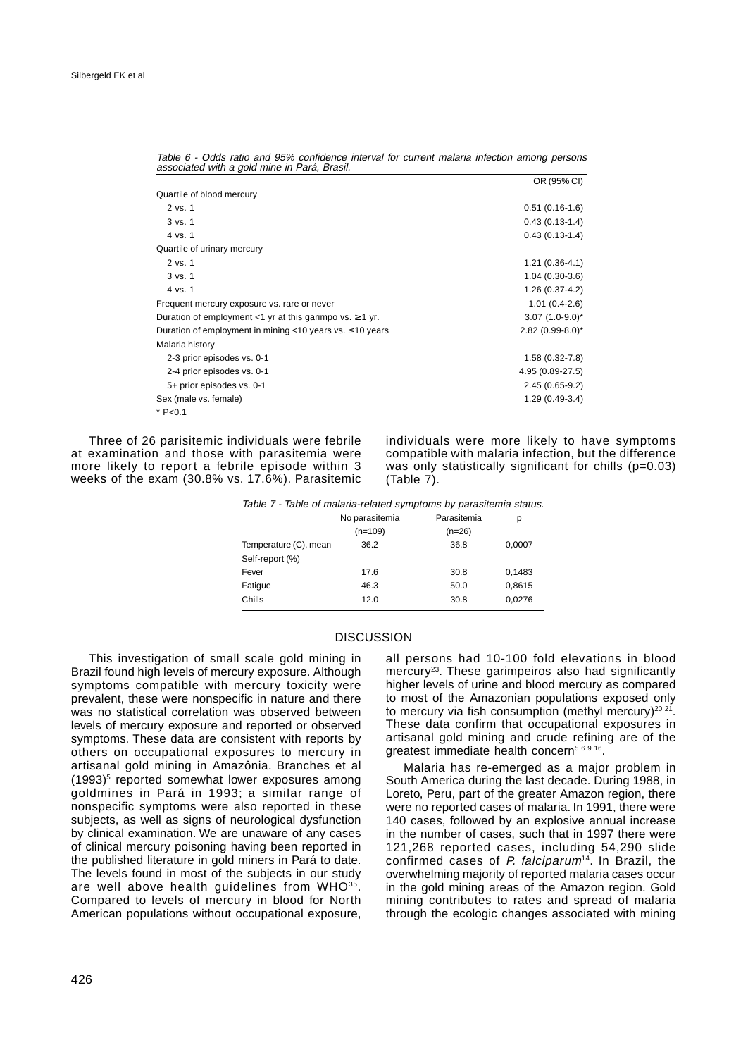*Table 6 - Odds ratio and 95% confidence interval for current malaria infection among persons associated with a gold mine in Pará, Brasil.*

| | OR (95% CI) |
|---|---|
| Quartile of blood mercury | |
| 2 vs. 1 | 0.51 (0.16-1.6) |
| 3 vs. 1 | 0.43 (0.13-1.4) |
| 4 vs. 1 | 0.43 (0.13-1.4) |
| Quartile of urinary mercury | |
| 2 vs. 1 | 1.21 (0.36-4.1) |
| 3 vs. 1 | 1.04 (0.30-3.6) |
| 4 vs. 1 | 1.26 (0.37-4.2) |
| Frequent mercury exposure vs. rare or never | 1.01 (0.4-2.6) |
| Duration of employment <1 yr at this garimpo vs. ≥ 1 yr. | 3.07 (1.0-9.0)* |
| Duration of employment in mining <10 years vs. ≤ 10 years | 2.82 (0.99-8.0)* |
| Malaria history | |
| 2-3 prior episodes vs. 0-1 | 1.58 (0.32-7.8) |
| 2-4 prior episodes vs. 0-1 | 4.95 (0.89-27.5) |
| 5+ prior episodes vs. 0-1 | 2.45 (0.65-9.2) |
| Sex (male vs. female) | 1.29 (0.49-3.4) |

* P<0.1

Three of 26 parisitemic individuals were febrile at examination and those with parasitemia were more likely to report a febrile episode within 3 weeks of the exam (30.8% vs. 17.6%). Parasitemic individuals were more likely to have symptoms compatible with malaria infection, but the difference was only statistically significant for chills (p=0.03) (Table 7).

*Table 7 - Table of malaria-related symptoms by parasitemia status.*

| | No parasitemia (n=109) | Parasitemia (n=26) | p |
|---|---|---|---|
| Temperature (C), mean | 36.2 | 36.8 | 0,0007 |
| Self-report (%) | | | |
| Fever | 17.6 | 30.8 | 0,1483 |
| Fatigue | 46.3 | 50.0 | 0,8615 |
| Chills | 12.0 | 30.8 | 0,0276 |

## DISCUSSION

This investigation of small scale gold mining in Brazil found high levels of mercury exposure. Although symptoms compatible with mercury toxicity were prevalent, these were nonspecific in nature and there was no statistical correlation was observed between levels of mercury exposure and reported or observed symptoms. These data are consistent with reports by others on occupational exposures to mercury in artisanal gold mining in Amazônia. Branches et al (1993)[5] reported somewhat lower exposures among goldmines in Pará in 1993; a similar range of nonspecific symptoms were also reported in these subjects, as well as signs of neurological dysfunction by clinical examination. We are unaware of any cases of clinical mercury poisoning having been reported in the published literature in gold miners in Pará to date. The levels found in most of the subjects in our study are well above health guidelines from WHO[35]. Compared to levels of mercury in blood for North American populations without occupational exposure, all persons had 10-100 fold elevations in blood mercury[23]. These garimpeiros also had significantly higher levels of urine and blood mercury as compared to most of the Amazonian populations exposed only to mercury via fish consumption (methyl mercury)[20 21]. These data confirm that occupational exposures in artisanal gold mining and crude refining are of the greatest immediate health concern[5 6 9 16].

Malaria has re-emerged as a major problem in South America during the last decade. During 1988, in Loreto, Peru, part of the greater Amazon region, there were no reported cases of malaria. In 1991, there were 140 cases, followed by an explosive annual increase in the number of cases, such that in 1997 there were 121,268 reported cases, including 54,290 slide confirmed cases of *P. falciparum*[14]. In Brazil, the overwhelming majority of reported malaria cases occur in the gold mining areas of the Amazon region. Gold mining contributes to rates and spread of malaria through the ecologic changes associated with mining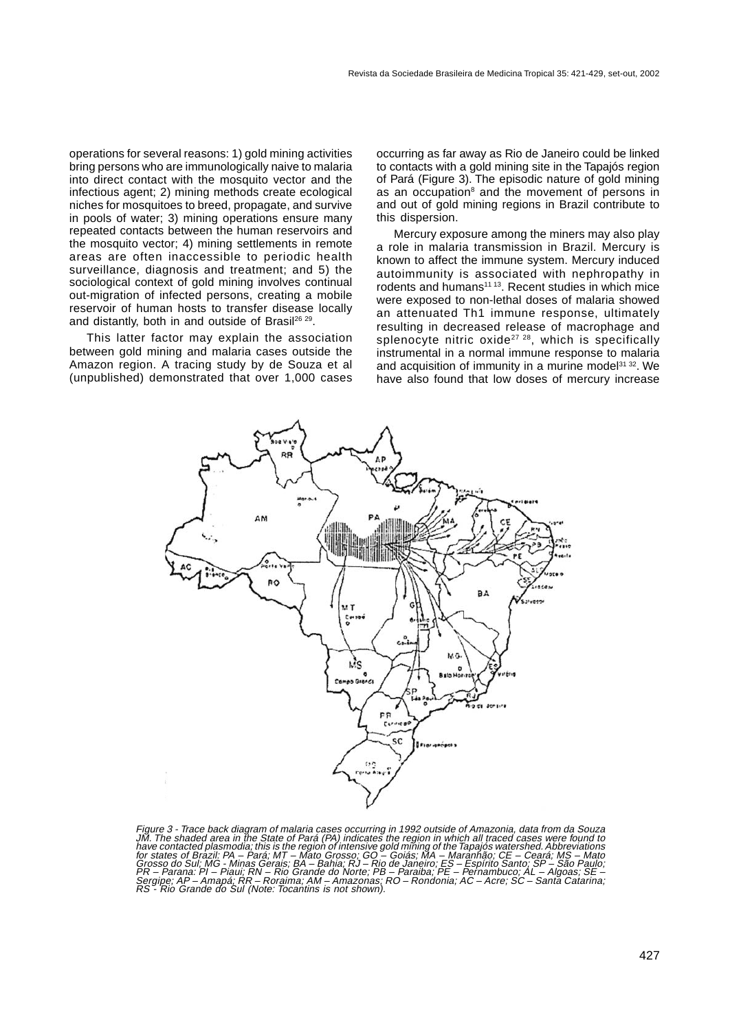operations for several reasons: 1) gold mining activities bring persons who are immunologically naive to malaria into direct contact with the mosquito vector and the infectious agent; 2) mining methods create ecological niches for mosquitoes to breed, propagate, and survive in pools of water; 3) mining operations ensure many repeated contacts between the human reservoirs and the mosquito vector; 4) mining settlements in remote areas are often inaccessible to periodic health surveillance, diagnosis and treatment; and 5) the sociological context of gold mining involves continual out-migration of infected persons, creating a mobile reservoir of human hosts to transfer disease locally and distantly, both in and outside of Brasil[26 29].

This latter factor may explain the association between gold mining and malaria cases outside the Amazon region. A tracing study by de Souza et al (unpublished) demonstrated that over 1,000 cases occurring as far away as Rio de Janeiro could be linked to contacts with a gold mining site in the Tapajós region of Pará (Figure 3). The episodic nature of gold mining as an occupation[8] and the movement of persons in and out of gold mining regions in Brazil contribute to this dispersion.

Mercury exposure among the miners may also play a role in malaria transmission in Brazil. Mercury is known to affect the immune system. Mercury induced autoimmunity is associated with nephropathy in rodents and humans[11 13]. Recent studies in which mice were exposed to non-lethal doses of malaria showed an attenuated Th1 immune response, ultimately resulting in decreased release of macrophage and splenocyte nitric oxide[27 28], which is specifically instrumental in a normal immune response to malaria and acquisition of immunity in a murine model[31 32]. We have also found that low doses of mercury increase

*Figure 3 - Trace back diagram of malaria cases occurring in 1992 outside of Amazonia, data from da Souza JM. The shaded area in the State of Pará (PA) indicates the region in which all traced cases were found to have contacted plasmodia; this is the region of intensive gold mining of the Tapajós watershed. Abbreviations for states of Brazil: PA – Pará; MT – Mato Grosso; GO – Goiás; MA – Maranhão; CE – Ceará; MS – Mato Grosso do Sul; MG - Minas Gerais; BA – Bahia; RJ – Rio de Janeiro; ES – Espírito Santo; SP – São Paulo; PR – Parana: PI – Piaui; RN – Rio Grande do Norte; PB – Paraiba; PE – Pernambuco; AL – Algoas; SE – Sergipe; AP – Amapá; RR – Roraima; AM – Amazonas; RO – Rondonia; AC – Acre; SC – Santa Catarina; RS - Rio Grande do Sul (Note: Tocantins is not shown).*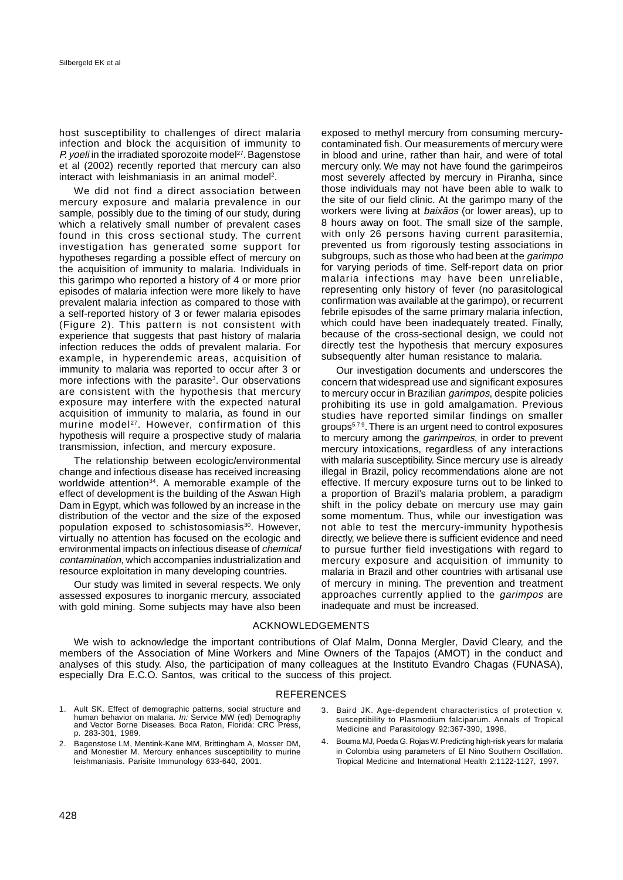host susceptibility to challenges of direct malaria infection and block the acquisition of immunity to *P. yoeli* in the irradiated sporozoite model[27]. Bagenstose et al (2002) recently reported that mercury can also interact with leishmaniasis in an animal model[2].

We did not find a direct association between mercury exposure and malaria prevalence in our sample, possibly due to the timing of our study, during which a relatively small number of prevalent cases found in this cross sectional study. The current investigation has generated some support for hypotheses regarding a possible effect of mercury on the acquisition of immunity to malaria. Individuals in this garimpo who reported a history of 4 or more prior episodes of malaria infection were more likely to have prevalent malaria infection as compared to those with a self-reported history of 3 or fewer malaria episodes (Figure 2). This pattern is not consistent with experience that suggests that past history of malaria infection reduces the odds of prevalent malaria. For example, in hyperendemic areas, acquisition of immunity to malaria was reported to occur after 3 or more infections with the parasite[3]. Our observations are consistent with the hypothesis that mercury exposure may interfere with the expected natural acquisition of immunity to malaria, as found in our murine model[27]. However, confirmation of this hypothesis will require a prospective study of malaria transmission, infection, and mercury exposure.

The relationship between ecologic/environmental change and infectious disease has received increasing worldwide attention[34]. A memorable example of the effect of development is the building of the Aswan High Dam in Egypt, which was followed by an increase in the distribution of the vector and the size of the exposed population exposed to schistosomiasis[30]. However, virtually no attention has focused on the ecologic and environmental impacts on infectious disease of *chemical contamination*, which accompanies industrialization and resource exploitation in many developing countries.

Our study was limited in several respects. We only assessed exposures to inorganic mercury, associated with gold mining. Some subjects may have also been exposed to methyl mercury from consuming mercury-contaminated fish. Our measurements of mercury were in blood and urine, rather than hair, and were of total mercury only. We may not have found the garimpeiros most severely affected by mercury in Piranha, since those individuals may not have been able to walk to the site of our field clinic. At the garimpo many of the workers were living at *baixãos* (or lower areas), up to 8 hours away on foot. The small size of the sample, with only 26 persons having current parasitemia, prevented us from rigorously testing associations in subgroups, such as those who had been at the *garimpo* for varying periods of time. Self-report data on prior malaria infections may have been unreliable, representing only history of fever (no parasitological confirmation was available at the garimpo), or recurrent febrile episodes of the same primary malaria infection, which could have been inadequately treated. Finally, because of the cross-sectional design, we could not directly test the hypothesis that mercury exposures subsequently alter human resistance to malaria.

Our investigation documents and underscores the concern that widespread use and significant exposures to mercury occur in Brazilian *garimpos*, despite policies prohibiting its use in gold amalgamation. Previous studies have reported similar findings on smaller groups[5 7 9]. There is an urgent need to control exposures to mercury among the *garimpeiros*, in order to prevent mercury intoxications, regardless of any interactions with malaria susceptibility. Since mercury use is already illegal in Brazil, policy recommendations alone are not effective. If mercury exposure turns out to be linked to a proportion of Brazil's malaria problem, a paradigm shift in the policy debate on mercury use may gain some momentum. Thus, while our investigation was not able to test the mercury-immunity hypothesis directly, we believe there is sufficient evidence and need to pursue further field investigations with regard to mercury exposure and acquisition of immunity to malaria in Brazil and other countries with artisanal use of mercury in mining. The prevention and treatment approaches currently applied to the *garimpos* are inadequate and must be increased.

## ACKNOWLEDGEMENTS

We wish to acknowledge the important contributions of Olaf Malm, Donna Mergler, David Cleary, and the members of the Association of Mine Workers and Mine Owners of the Tapajos (AMOT) in the conduct and analyses of this study. Also, the participation of many colleagues at the Instituto Evandro Chagas (FUNASA), especially Dra E.C.O. Santos, was critical to the success of this project.

## REFERENCES

1. Ault SK. Effect of demographic patterns, social structure and human behavior on malaria. *In:* Service MW (ed) Demography and Vector Borne Diseases. Boca Raton, Florida: CRC Press, p. 283-301, 1989.
2. Bagenstose LM, Mentink-Kane MM, Brittingham A, Mosser DM, and Monestier M. Mercury enhances susceptibility to murine leishmaniasis. Parisite Immunology 633-640, 2001.
3. Baird JK. Age-dependent characteristics of protection v. susceptibility to Plasmodium falciparum. Annals of Tropical Medicine and Parasitology 92:367-390, 1998.
4. Bouma MJ, Poeda G. Rojas W. Predicting high-risk years for malaria in Colombia using parameters of El Nino Southern Oscillation. Tropical Medicine and International Health 2:1122-1127, 1997.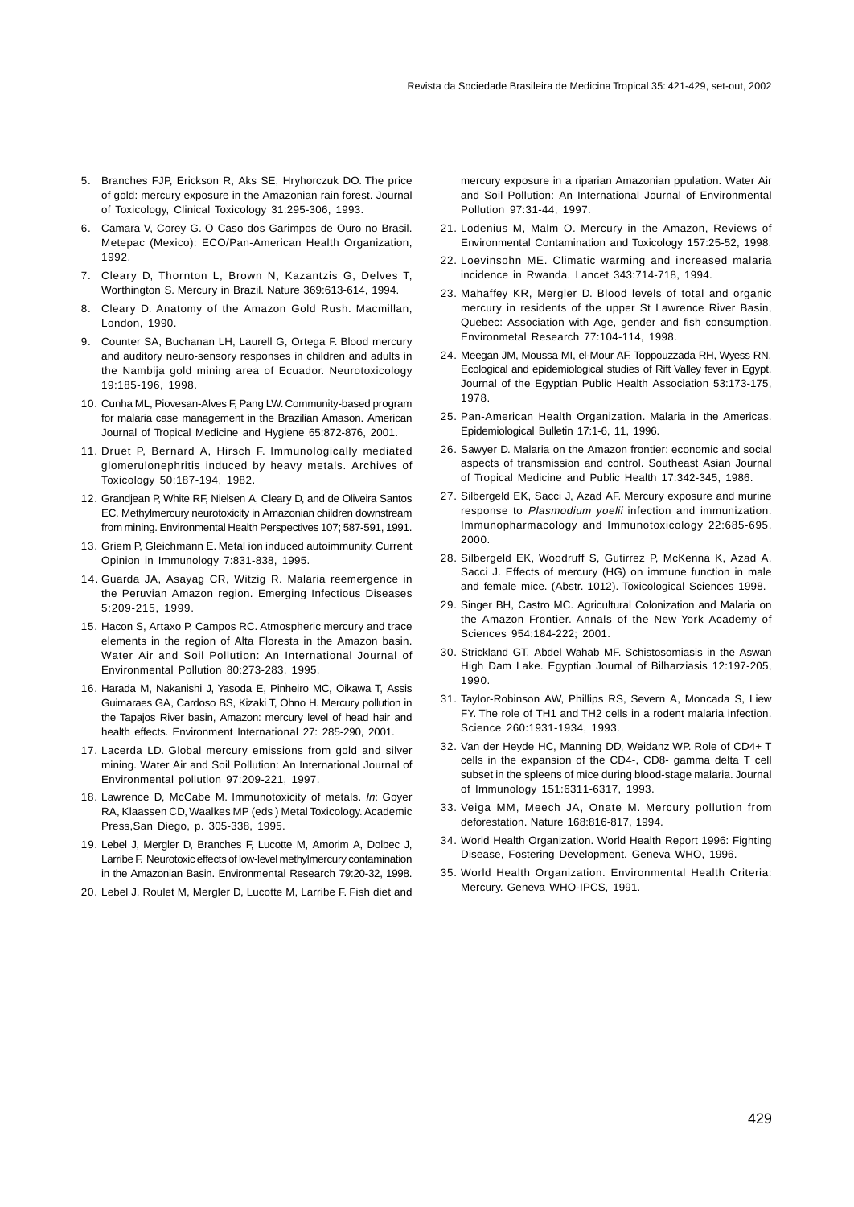5. Branches FJP, Erickson R, Aks SE, Hryhorczuk DO. The price of gold: mercury exposure in the Amazonian rain forest. Journal of Toxicology, Clinical Toxicology 31:295-306, 1993.
6. Camara V, Corey G. O Caso dos Garimpos de Ouro no Brasil. Metepac (Mexico): ECO/Pan-American Health Organization, 1992.
7. Cleary D, Thornton L, Brown N, Kazantzis G, Delves T, Worthington S. Mercury in Brazil. Nature 369:613-614, 1994.
8. Cleary D. Anatomy of the Amazon Gold Rush. Macmillan, London, 1990.
9. Counter SA, Buchanan LH, Laurell G, Ortega F. Blood mercury and auditory neuro-sensory responses in children and adults in the Nambija gold mining area of Ecuador. Neurotoxicology 19:185-196, 1998.
10. Cunha ML, Piovesan-Alves F, Pang LW. Community-based program for malaria case management in the Brazilian Amason. American Journal of Tropical Medicine and Hygiene 65:872-876, 2001.
11. Druet P, Bernard A, Hirsch F. Immunologically mediated glomerulonephritis induced by heavy metals. Archives of Toxicology 50:187-194, 1982.
12. Grandjean P, White RF, Nielsen A, Cleary D, and de Oliveira Santos EC. Methylmercury neurotoxicity in Amazonian children downstream from mining. Environmental Health Perspectives 107; 587-591, 1991.
13. Griem P, Gleichmann E. Metal ion induced autoimmunity. Current Opinion in Immunology 7:831-838, 1995.
14. Guarda JA, Asayag CR, Witzig R. Malaria reemergence in the Peruvian Amazon region. Emerging Infectious Diseases 5:209-215, 1999.
15. Hacon S, Artaxo P, Campos RC. Atmospheric mercury and trace elements in the region of Alta Floresta in the Amazon basin. Water Air and Soil Pollution: An International Journal of Environmental Pollution 80:273-283, 1995.
16. Harada M, Nakanishi J, Yasoda E, Pinheiro MC, Oikawa T, Assis Guimaraes GA, Cardoso BS, Kizaki T, Ohno H. Mercury pollution in the Tapajos River basin, Amazon: mercury level of head hair and health effects. Environment International 27: 285-290, 2001.
17. Lacerda LD. Global mercury emissions from gold and silver mining. Water Air and Soil Pollution: An International Journal of Environmental pollution 97:209-221, 1997.
18. Lawrence D, McCabe M. Immunotoxicity of metals. *In*: Goyer RA, Klaassen CD, Waalkes MP (eds ) Metal Toxicology. Academic Press,San Diego, p. 305-338, 1995.
19. Lebel J, Mergler D, Branches F, Lucotte M, Amorim A, Dolbec J, Larribe F. Neurotoxic effects of low-level methylmercury contamination in the Amazonian Basin. Environmental Research 79:20-32, 1998.
20. Lebel J, Roulet M, Mergler D, Lucotte M, Larribe F. Fish diet and mercury exposure in a riparian Amazonian ppulation. Water Air and Soil Pollution: An International Journal of Environmental Pollution 97:31-44, 1997.
21. Lodenius M, Malm O. Mercury in the Amazon, Reviews of Environmental Contamination and Toxicology 157:25-52, 1998.
22. Loevinsohn ME. Climatic warming and increased malaria incidence in Rwanda. Lancet 343:714-718, 1994.
23. Mahaffey KR, Mergler D. Blood levels of total and organic mercury in residents of the upper St Lawrence River Basin, Quebec: Association with Age, gender and fish consumption. Environmetal Research 77:104-114, 1998.
24. Meegan JM, Moussa MI, el-Mour AF, Toppouzzada RH, Wyess RN. Ecological and epidemiological studies of Rift Valley fever in Egypt. Journal of the Egyptian Public Health Association 53:173-175, 1978.
25. Pan-American Health Organization. Malaria in the Americas. Epidemiological Bulletin 17:1-6, 11, 1996.
26. Sawyer D. Malaria on the Amazon frontier: economic and social aspects of transmission and control. Southeast Asian Journal of Tropical Medicine and Public Health 17:342-345, 1986.
27. Silbergeld EK, Sacci J, Azad AF. Mercury exposure and murine response to *Plasmodium yoelii* infection and immunization. Immunopharmacology and Immunotoxicology 22:685-695, 2000.
28. Silbergeld EK, Woodruff S, Gutirrez P, McKenna K, Azad A, Sacci J. Effects of mercury (HG) on immune function in male and female mice. (Abstr. 1012). Toxicological Sciences 1998.
29. Singer BH, Castro MC. Agricultural Colonization and Malaria on the Amazon Frontier. Annals of the New York Academy of Sciences 954:184-222; 2001.
30. Strickland GT, Abdel Wahab MF. Schistosomiasis in the Aswan High Dam Lake. Egyptian Journal of Bilharziasis 12:197-205, 1990.
31. Taylor-Robinson AW, Phillips RS, Severn A, Moncada S, Liew FY. The role of TH1 and TH2 cells in a rodent malaria infection. Science 260:1931-1934, 1993.
32. Van der Heyde HC, Manning DD, Weidanz WP. Role of CD4+ T cells in the expansion of the CD4-, CD8- gamma delta T cell subset in the spleens of mice during blood-stage malaria. Journal of Immunology 151:6311-6317, 1993.
33. Veiga MM, Meech JA, Onate M. Mercury pollution from deforestation. Nature 168:816-817, 1994.
34. World Health Organization. World Health Report 1996: Fighting Disease, Fostering Development. Geneva WHO, 1996.
35. World Health Organization. Environmental Health Criteria: Mercury. Geneva WHO-IPCS, 1991.